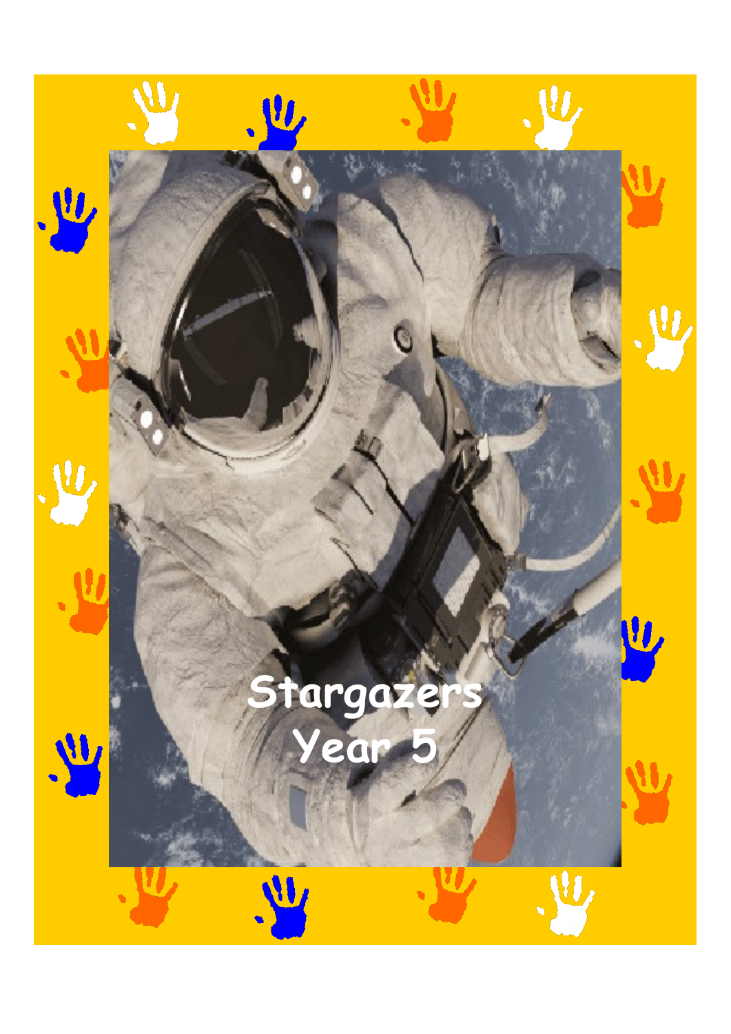# Stargazers
# Year 5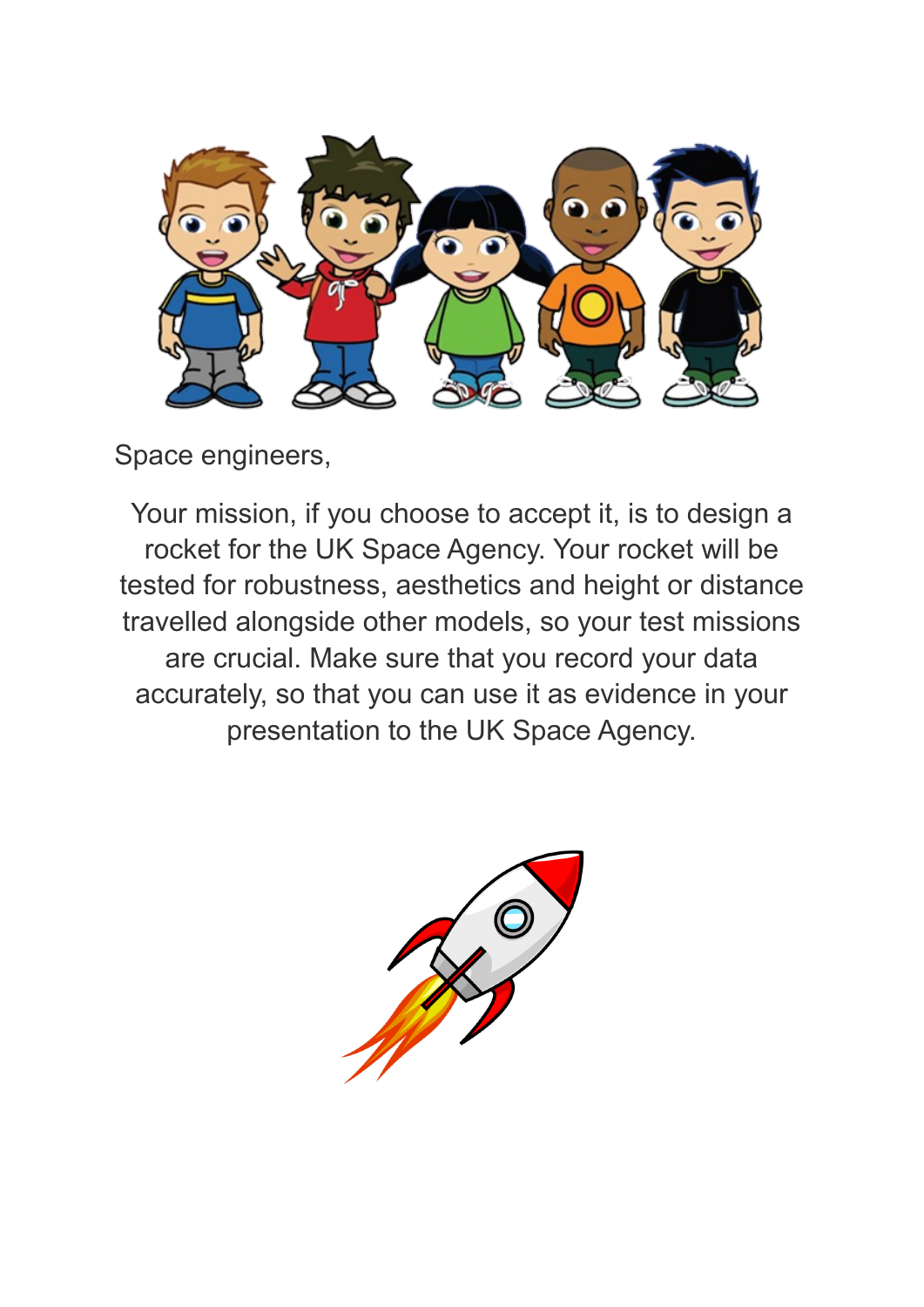Space engineers,

Your mission, if you choose to accept it, is to design a rocket for the UK Space Agency. Your rocket will be tested for robustness, aesthetics and height or distance travelled alongside other models, so your test missions are crucial. Make sure that you record your data accurately, so that you can use it as evidence in your presentation to the UK Space Agency.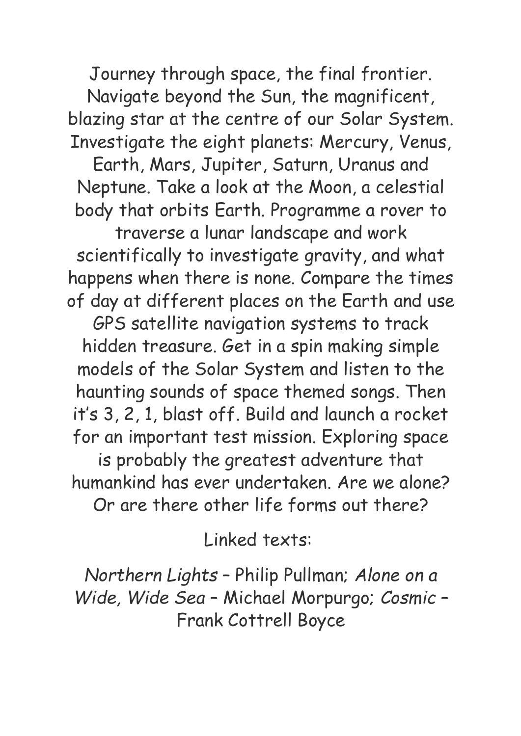Journey through space, the final frontier. Navigate beyond the Sun, the magnificent, blazing star at the centre of our Solar System. Investigate the eight planets: Mercury, Venus, Earth, Mars, Jupiter, Saturn, Uranus and Neptune. Take a look at the Moon, a celestial body that orbits Earth. Programme a rover to traverse a lunar landscape and work scientifically to investigate gravity, and what happens when there is none. Compare the times of day at different places on the Earth and use GPS satellite navigation systems to track hidden treasure. Get in a spin making simple models of the Solar System and listen to the haunting sounds of space themed songs. Then it's 3, 2, 1, blast off. Build and launch a rocket for an important test mission. Exploring space is probably the greatest adventure that humankind has ever undertaken. Are we alone? Or are there other life forms out there?

Linked texts:

*Northern Lights* – Philip Pullman; *Alone on a Wide, Wide Sea* – Michael Morpurgo; *Cosmic* – Frank Cottrell Boyce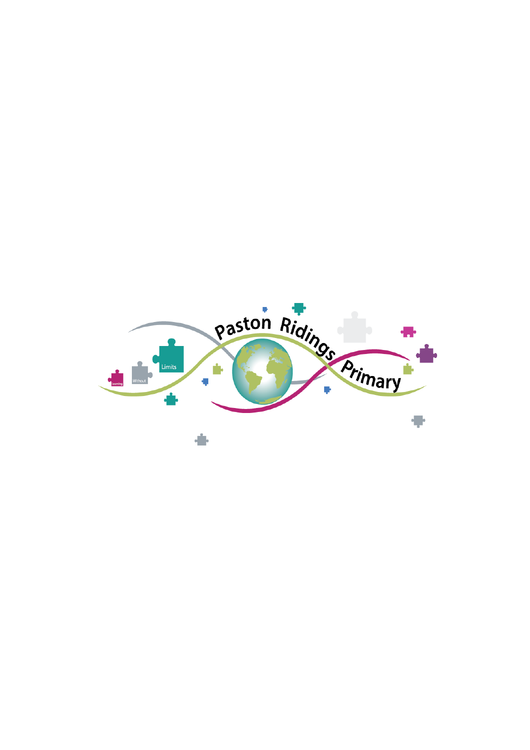Paston Ridings Primary

Learning Without Limits